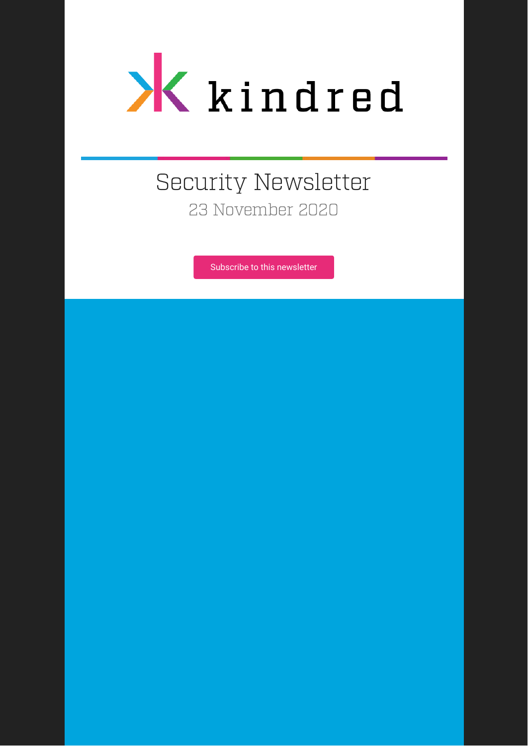kindred

# Security Newsletter

23 November 2020

Subscribe to this newsletter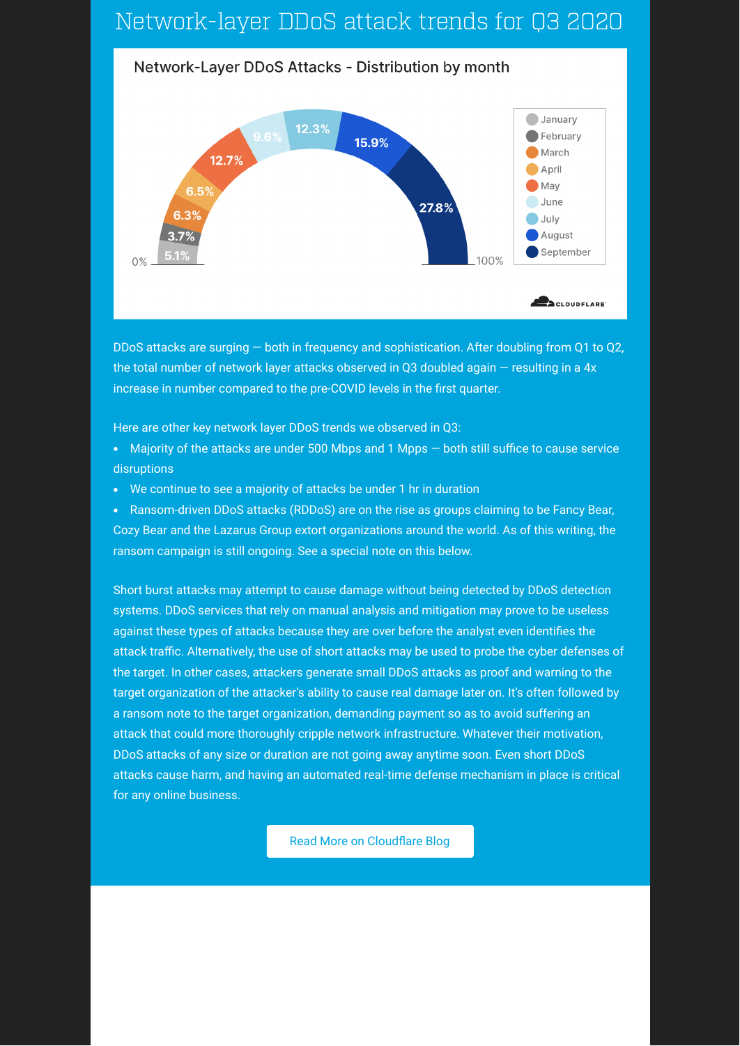# Network-layer DDoS attack trends for Q3 2020

## Network-Layer DDoS Attacks - Distribution by month

| Month | Share |
|---|---|
| January | 5.1% |
| February | 3.7% |
| March | 6.3% |
| April | 6.5% |
| May | 12.7% |
| June | 9.6% |
| July | 12.3% |
| August | 15.9% |
| September | 27.8% |

0% – 100%

CLOUDFLARE

DDoS attacks are surging — both in frequency and sophistication. After doubling from Q1 to Q2, the total number of network layer attacks observed in Q3 doubled again — resulting in a 4x increase in number compared to the pre-COVID levels in the first quarter.

Here are other key network layer DDoS trends we observed in Q3:

- Majority of the attacks are under 500 Mbps and 1 Mpps — both still suffice to cause service disruptions
- We continue to see a majority of attacks be under 1 hr in duration
- Ransom-driven DDoS attacks (RDDoS) are on the rise as groups claiming to be Fancy Bear, Cozy Bear and the Lazarus Group extort organizations around the world. As of this writing, the ransom campaign is still ongoing. See a special note on this below.

Short burst attacks may attempt to cause damage without being detected by DDoS detection systems. DDoS services that rely on manual analysis and mitigation may prove to be useless against these types of attacks because they are over before the analyst even identifies the attack traffic. Alternatively, the use of short attacks may be used to probe the cyber defenses of the target. In other cases, attackers generate small DDoS attacks as proof and warning to the target organization of the attacker's ability to cause real damage later on. It's often followed by a ransom note to the target organization, demanding payment so as to avoid suffering an attack that could more thoroughly cripple network infrastructure. Whatever their motivation, DDoS attacks of any size or duration are not going away anytime soon. Even short DDoS attacks cause harm, and having an automated real-time defense mechanism in place is critical for any online business.

Read More on Cloudflare Blog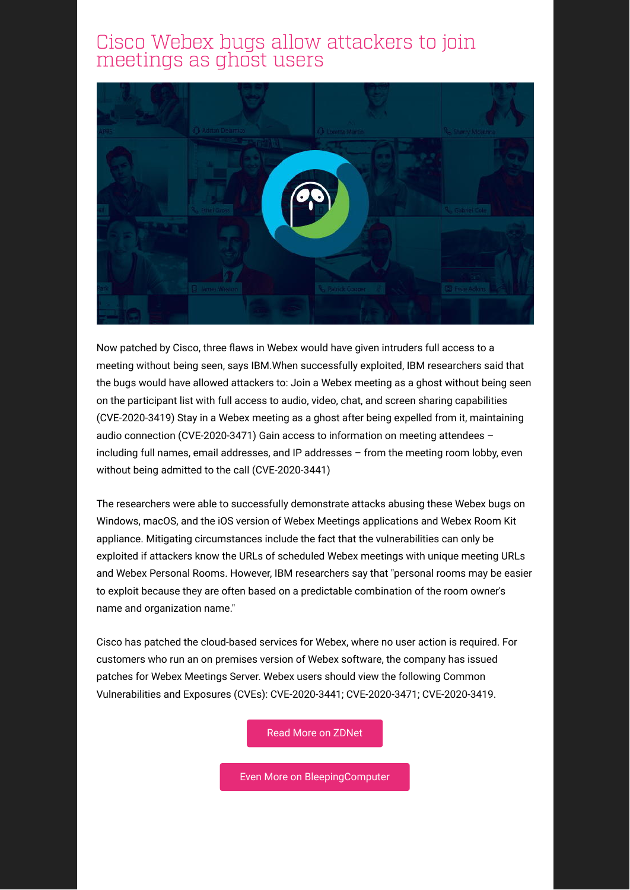# Cisco Webex bugs allow attackers to join meetings as ghost users

Now patched by Cisco, three flaws in Webex would have given intruders full access to a meeting without being seen, says IBM.When successfully exploited, IBM researchers said that the bugs would have allowed attackers to: Join a Webex meeting as a ghost without being seen on the participant list with full access to audio, video, chat, and screen sharing capabilities (CVE-2020-3419) Stay in a Webex meeting as a ghost after being expelled from it, maintaining audio connection (CVE-2020-3471) Gain access to information on meeting attendees – including full names, email addresses, and IP addresses – from the meeting room lobby, even without being admitted to the call (CVE-2020-3441)

The researchers were able to successfully demonstrate attacks abusing these Webex bugs on Windows, macOS, and the iOS version of Webex Meetings applications and Webex Room Kit appliance. Mitigating circumstances include the fact that the vulnerabilities can only be exploited if attackers know the URLs of scheduled Webex meetings with unique meeting URLs and Webex Personal Rooms. However, IBM researchers say that "personal rooms may be easier to exploit because they are often based on a predictable combination of the room owner's name and organization name."

Cisco has patched the cloud-based services for Webex, where no user action is required. For customers who run an on premises version of Webex software, the company has issued patches for Webex Meetings Server. Webex users should view the following Common Vulnerabilities and Exposures (CVEs): CVE-2020-3441; CVE-2020-3471; CVE-2020-3419.

Read More on ZDNet

Even More on BleepingComputer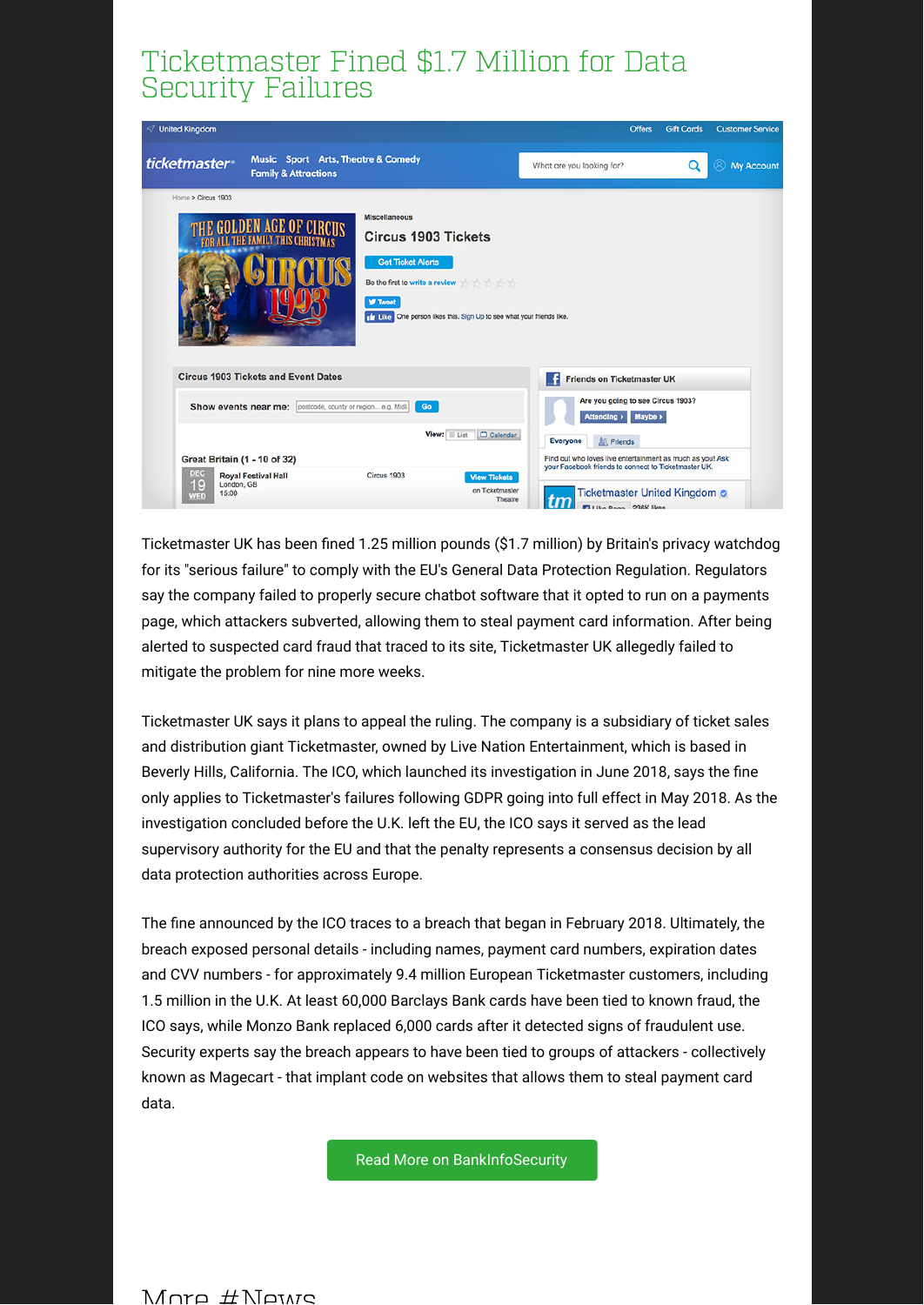# Ticketmaster Fined $1.7 Million for Data Security Failures

Ticketmaster UK has been fined 1.25 million pounds ($1.7 million) by Britain's privacy watchdog for its "serious failure" to comply with the EU's General Data Protection Regulation. Regulators say the company failed to properly secure chatbot software that it opted to run on a payments page, which attackers subverted, allowing them to steal payment card information. After being alerted to suspected card fraud that traced to its site, Ticketmaster UK allegedly failed to mitigate the problem for nine more weeks.

Ticketmaster UK says it plans to appeal the ruling. The company is a subsidiary of ticket sales and distribution giant Ticketmaster, owned by Live Nation Entertainment, which is based in Beverly Hills, California. The ICO, which launched its investigation in June 2018, says the fine only applies to Ticketmaster's failures following GDPR going into full effect in May 2018. As the investigation concluded before the U.K. left the EU, the ICO says it served as the lead supervisory authority for the EU and that the penalty represents a consensus decision by all data protection authorities across Europe.

The fine announced by the ICO traces to a breach that began in February 2018. Ultimately, the breach exposed personal details - including names, payment card numbers, expiration dates and CVV numbers - for approximately 9.4 million European Ticketmaster customers, including 1.5 million in the U.K. At least 60,000 Barclays Bank cards have been tied to known fraud, the ICO says, while Monzo Bank replaced 6,000 cards after it detected signs of fraudulent use. Security experts say the breach appears to have been tied to groups of attackers - collectively known as Magecart - that implant code on websites that allows them to steal payment card data.

Read More on BankInfoSecurity

# More #News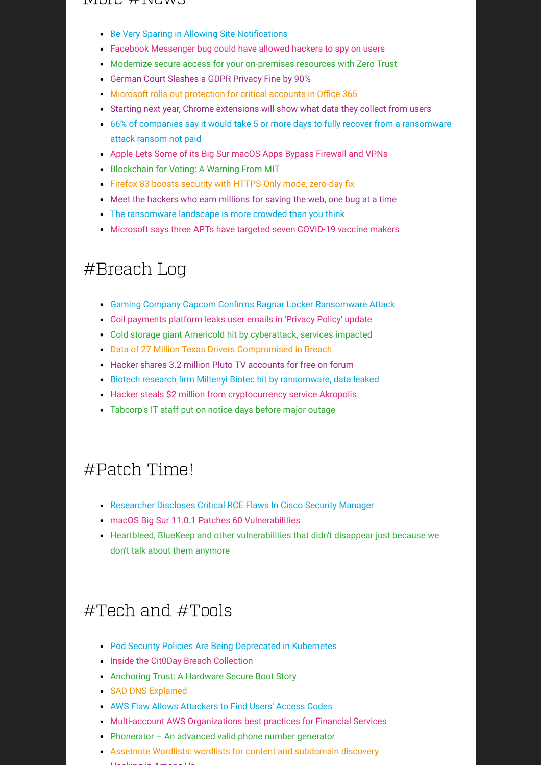- Be Very Sparing in Allowing Site Notifications
- Facebook Messenger bug could have allowed hackers to spy on users
- Modernize secure access for your on-premises resources with Zero Trust
- German Court Slashes a GDPR Privacy Fine by 90%
- Microsoft rolls out protection for critical accounts in Office 365
- Starting next year, Chrome extensions will show what data they collect from users
- 66% of companies say it would take 5 or more days to fully recover from a ransomware attack ransom not paid
- Apple Lets Some of its Big Sur macOS Apps Bypass Firewall and VPNs
- Blockchain for Voting: A Warning From MIT
- Firefox 83 boosts security with HTTPS-Only mode, zero-day fix
- Meet the hackers who earn millions for saving the web, one bug at a time
- The ransomware landscape is more crowded than you think
- Microsoft says three APTs have targeted seven COVID-19 vaccine makers

# #Breach Log

- Gaming Company Capcom Confirms Ragnar Locker Ransomware Attack
- Coil payments platform leaks user emails in 'Privacy Policy' update
- Cold storage giant Americold hit by cyberattack, services impacted
- Data of 27 Million Texas Drivers Compromised in Breach
- Hacker shares 3.2 million Pluto TV accounts for free on forum
- Biotech research firm Miltenyi Biotec hit by ransomware, data leaked
- Hacker steals $2 million from cryptocurrency service Akropolis
- Tabcorp's IT staff put on notice days before major outage

# #Patch Time!

- Researcher Discloses Critical RCE Flaws In Cisco Security Manager
- macOS Big Sur 11.0.1 Patches 60 Vulnerabilities
- Heartbleed, BlueKeep and other vulnerabilities that didn't disappear just because we don't talk about them anymore

# #Tech and #Tools

- Pod Security Policies Are Being Deprecated in Kubernetes
- Inside the Cit0Day Breach Collection
- Anchoring Trust: A Hardware Secure Boot Story
- SAD DNS Explained
- AWS Flaw Allows Attackers to Find Users' Access Codes
- Multi-account AWS Organizations best practices for Financial Services
- Phonerator – An advanced valid phone number generator
- Assetnote Wordlists: wordlists for content and subdomain discovery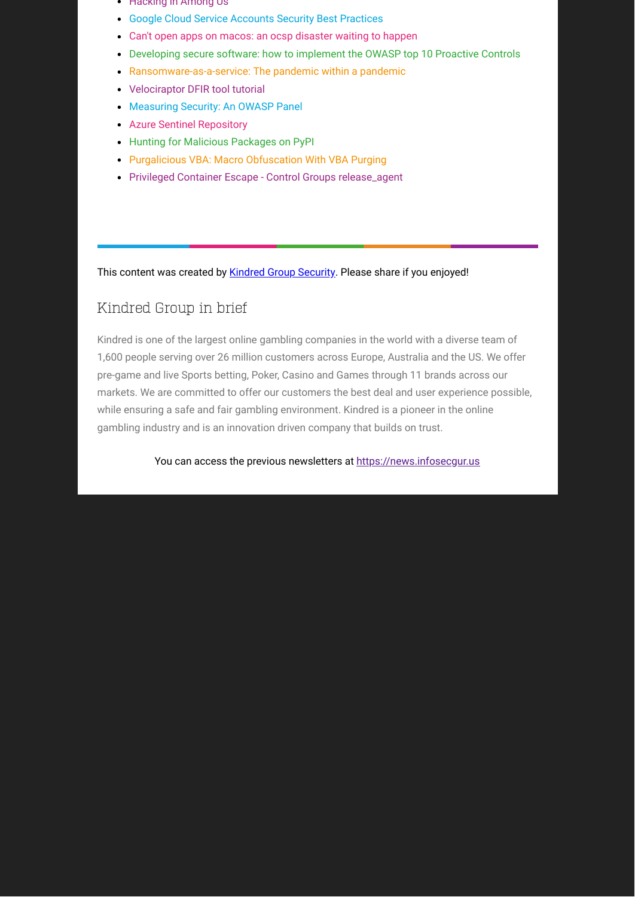- Hacking in Among Us
- Google Cloud Service Accounts Security Best Practices
- Can't open apps on macos: an ocsp disaster waiting to happen
- Developing secure software: how to implement the OWASP top 10 Proactive Controls
- Ransomware-as-a-service: The pandemic within a pandemic
- Velociraptor DFIR tool tutorial
- Measuring Security: An OWASP Panel
- Azure Sentinel Repository
- Hunting for Malicious Packages on PyPI
- Purgalicious VBA: Macro Obfuscation With VBA Purging
- Privileged Container Escape - Control Groups release_agent

---

This content was created by Kindred Group Security. Please share if you enjoyed!

## Kindred Group in brief

Kindred is one of the largest online gambling companies in the world with a diverse team of 1,600 people serving over 26 million customers across Europe, Australia and the US. We offer pre-game and live Sports betting, Poker, Casino and Games through 11 brands across our markets. We are committed to offer our customers the best deal and user experience possible, while ensuring a safe and fair gambling environment. Kindred is a pioneer in the online gambling industry and is an innovation driven company that builds on trust.

You can access the previous newsletters at https://news.infosecgur.us